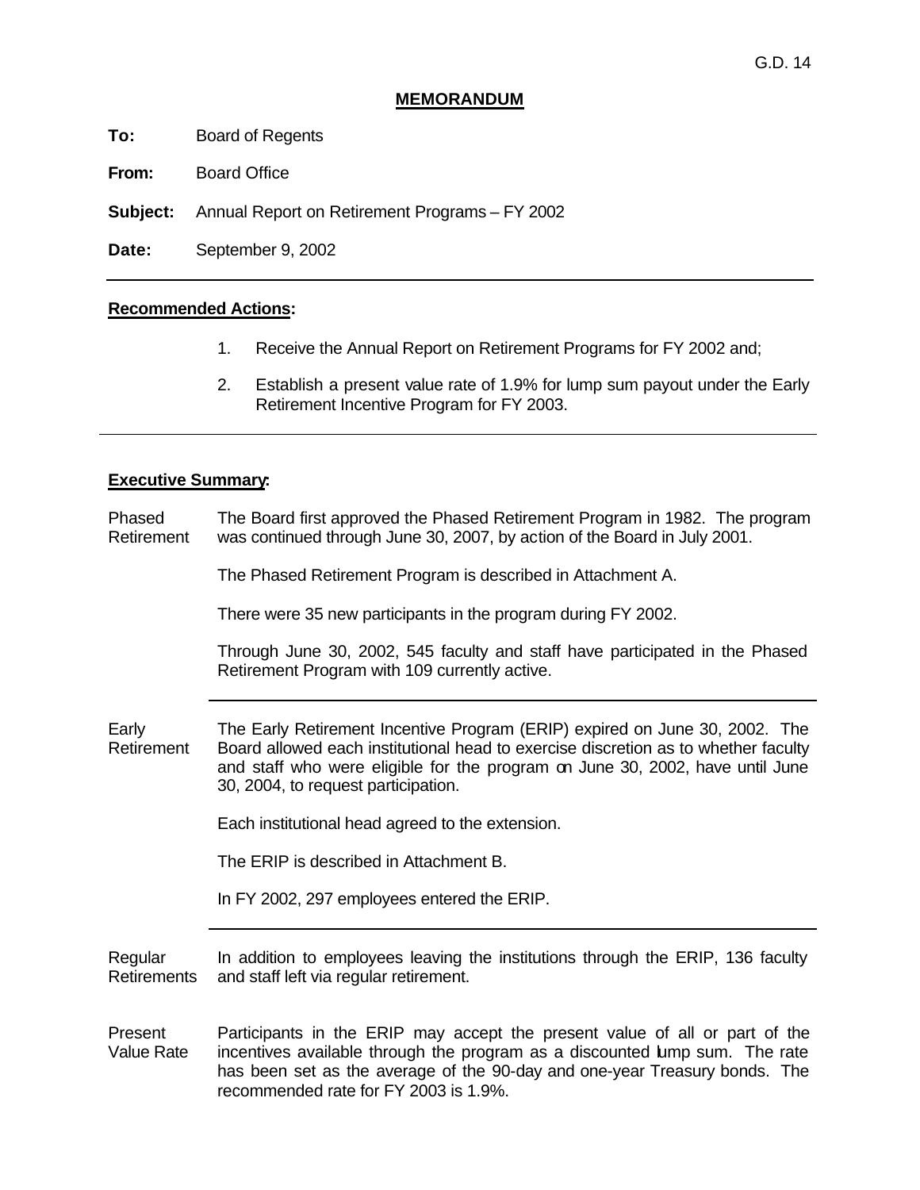G.D. 14

## MEMORANDUM

**To:** Board of Regents

**From:** Board Office

**Subject:** Annual Report on Retirement Programs – FY 2002

**Date:** September 9, 2002

---

**Recommended Actions:**

1. Receive the Annual Report on Retirement Programs for FY 2002 and;

2. Establish a present value rate of 1.9% for lump sum payout under the Early Retirement Incentive Program for FY 2003.

---

**Executive Summary:**

**Phased Retirement**

The Board first approved the Phased Retirement Program in 1982. The program was continued through June 30, 2007, by action of the Board in July 2001.

The Phased Retirement Program is described in Attachment A.

There were 35 new participants in the program during FY 2002.

Through June 30, 2002, 545 faculty and staff have participated in the Phased Retirement Program with 109 currently active.

---

**Early Retirement**

The Early Retirement Incentive Program (ERIP) expired on June 30, 2002. The Board allowed each institutional head to exercise discretion as to whether faculty and staff who were eligible for the program on June 30, 2002, have until June 30, 2004, to request participation.

Each institutional head agreed to the extension.

The ERIP is described in Attachment B.

In FY 2002, 297 employees entered the ERIP.

---

**Regular Retirements**

In addition to employees leaving the institutions through the ERIP, 136 faculty and staff left via regular retirement.

**Present Value Rate**

Participants in the ERIP may accept the present value of all or part of the incentives available through the program as a discounted lump sum. The rate has been set as the average of the 90-day and one-year Treasury bonds. The recommended rate for FY 2003 is 1.9%.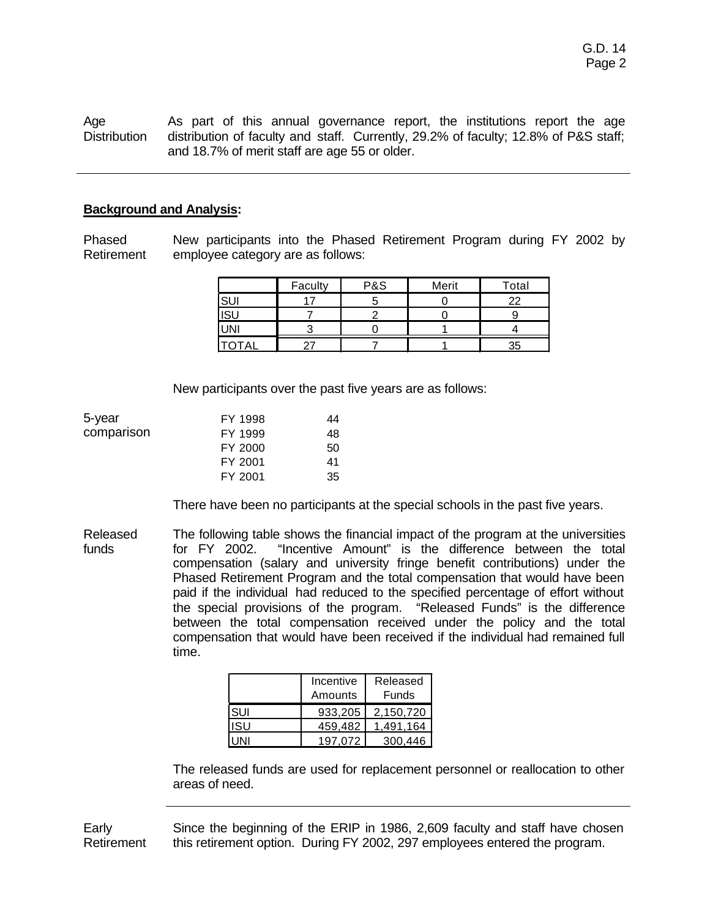**Age Distribution**

As part of this annual governance report, the institutions report the age distribution of faculty and staff. Currently, 29.2% of faculty; 12.8% of P&S staff; and 18.7% of merit staff are age 55 or older.

---

**Background and Analysis:**

**Phased Retirement**

New participants into the Phased Retirement Program during FY 2002 by employee category are as follows:

| | Faculty | P&S | Merit | Total |
|---|---|---|---|---|
| SUI | 17 | 5 | 0 | 22 |
| ISU | 7 | 2 | 0 | 9 |
| UNI | 3 | 0 | 1 | 4 |
| TOTAL | 27 | 7 | 1 | 35 |

New participants over the past five years are as follows:

**5-year comparison**

| | |
|---|---|
| FY 1998 | 44 |
| FY 1999 | 48 |
| FY 2000 | 50 |
| FY 2001 | 41 |
| FY 2001 | 35 |

There have been no participants at the special schools in the past five years.

**Released funds**

The following table shows the financial impact of the program at the universities for FY 2002. "Incentive Amount" is the difference between the total compensation (salary and university fringe benefit contributions) under the Phased Retirement Program and the total compensation that would have been paid if the individual had reduced to the specified percentage of effort without the special provisions of the program. "Released Funds" is the difference between the total compensation received under the policy and the total compensation that would have been received if the individual had remained full time.

| | Incentive Amounts | Released Funds |
|---|---|---|
| SUI | 933,205 | 2,150,720 |
| ISU | 459,482 | 1,491,164 |
| UNI | 197,072 | 300,446 |

The released funds are used for replacement personnel or reallocation to other areas of need.

---

**Early Retirement**

Since the beginning of the ERIP in 1986, 2,609 faculty and staff have chosen this retirement option. During FY 2002, 297 employees entered the program.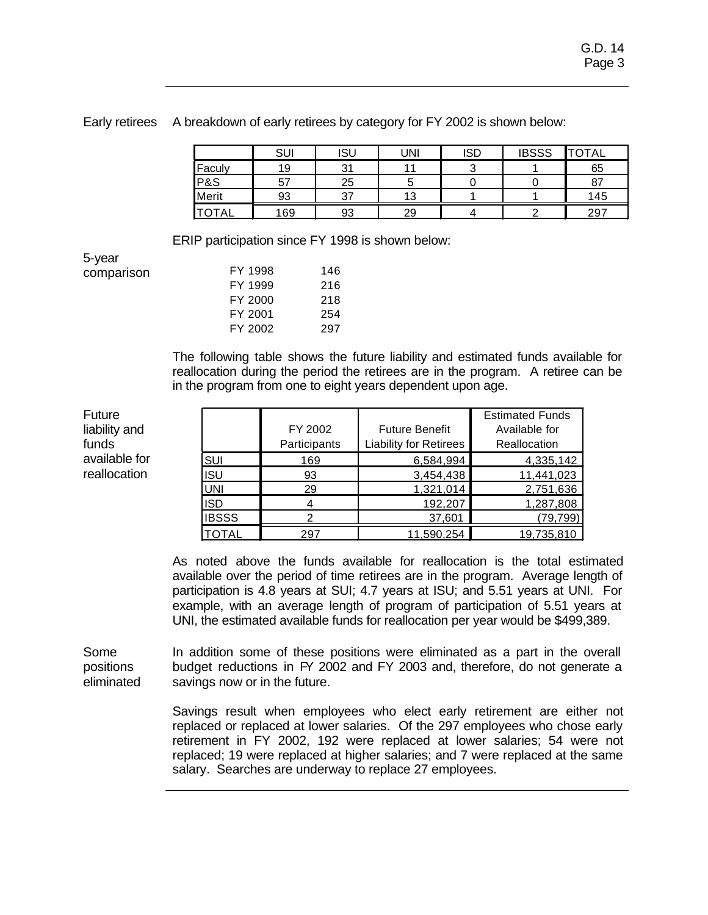**Early retirees** A breakdown of early retirees by category for FY 2002 is shown below:

| | SUI | ISU | UNI | ISD | IBSSS | TOTAL |
|---|---|---|---|---|---|---|
| Faculy | 19 | 31 | 11 | 3 | 1 | 65 |
| P&S | 57 | 25 | 5 | 0 | 0 | 87 |
| Merit | 93 | 37 | 13 | 1 | 1 | 145 |
| TOTAL | 169 | 93 | 29 | 4 | 2 | 297 |

ERIP participation since FY 1998 is shown below:

**5-year comparison**

| | |
|---|---|
| FY 1998 | 146 |
| FY 1999 | 216 |
| FY 2000 | 218 |
| FY 2001 | 254 |
| FY 2002 | 297 |

The following table shows the future liability and estimated funds available for reallocation during the period the retirees are in the program. A retiree can be in the program from one to eight years dependent upon age.

**Future liability and funds available for reallocation**

| | FY 2002 Participants | Future Benefit Liability for Retirees | Estimated Funds Available for Reallocation |
|---|---|---|---|
| SUI | 169 | 6,584,994 | 4,335,142 |
| ISU | 93 | 3,454,438 | 11,441,023 |
| UNI | 29 | 1,321,014 | 2,751,636 |
| ISD | 4 | 192,207 | 1,287,808 |
| IBSSS | 2 | 37,601 | (79,799) |
| TOTAL | 297 | 11,590,254 | 19,735,810 |

As noted above the funds available for reallocation is the total estimated available over the period of time retirees are in the program. Average length of participation is 4.8 years at SUI; 4.7 years at ISU; and 5.51 years at UNI. For example, with an average length of program of participation of 5.51 years at UNI, the estimated available funds for reallocation per year would be $499,389.

**Some positions eliminated** In addition some of these positions were eliminated as a part in the overall budget reductions in FY 2002 and FY 2003 and, therefore, do not generate a savings now or in the future.

Savings result when employees who elect early retirement are either not replaced or replaced at lower salaries. Of the 297 employees who chose early retirement in FY 2002, 192 were replaced at lower salaries; 54 were not replaced; 19 were replaced at higher salaries; and 7 were replaced at the same salary. Searches are underway to replace 27 employees.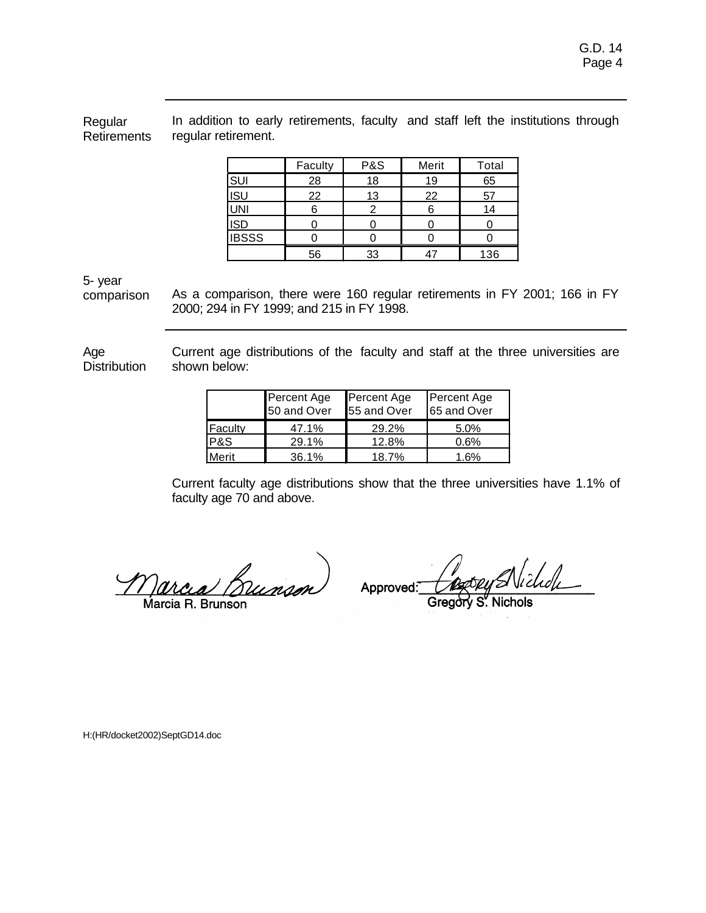**Regular Retirements**

In addition to early retirements, faculty and staff left the institutions through regular retirement.

| | Faculty | P&S | Merit | Total |
|---|---|---|---|---|
| SUI | 28 | 18 | 19 | 65 |
| ISU | 22 | 13 | 22 | 57 |
| UNI | 6 | 2 | 6 | 14 |
| ISD | 0 | 0 | 0 | 0 |
| IBSSS | 0 | 0 | 0 | 0 |
| | 56 | 33 | 47 | 136 |

**5- year comparison**

As a comparison, there were 160 regular retirements in FY 2001; 166 in FY 2000; 294 in FY 1999; and 215 in FY 1998.

**Age Distribution**

Current age distributions of the faculty and staff at the three universities are shown below:

| | Percent Age 50 and Over | Percent Age 55 and Over | Percent Age 65 and Over |
|---|---|---|---|
| Faculty | 47.1% | 29.2% | 5.0% |
| P&S | 29.1% | 12.8% | 0.6% |
| Merit | 36.1% | 18.7% | 1.6% |

Current faculty age distributions show that the three universities have 1.1% of faculty age 70 and above.

Marcia R. Brunson

Approved: Gregory S. Nichols

H:(HR/docket2002)SeptGD14.doc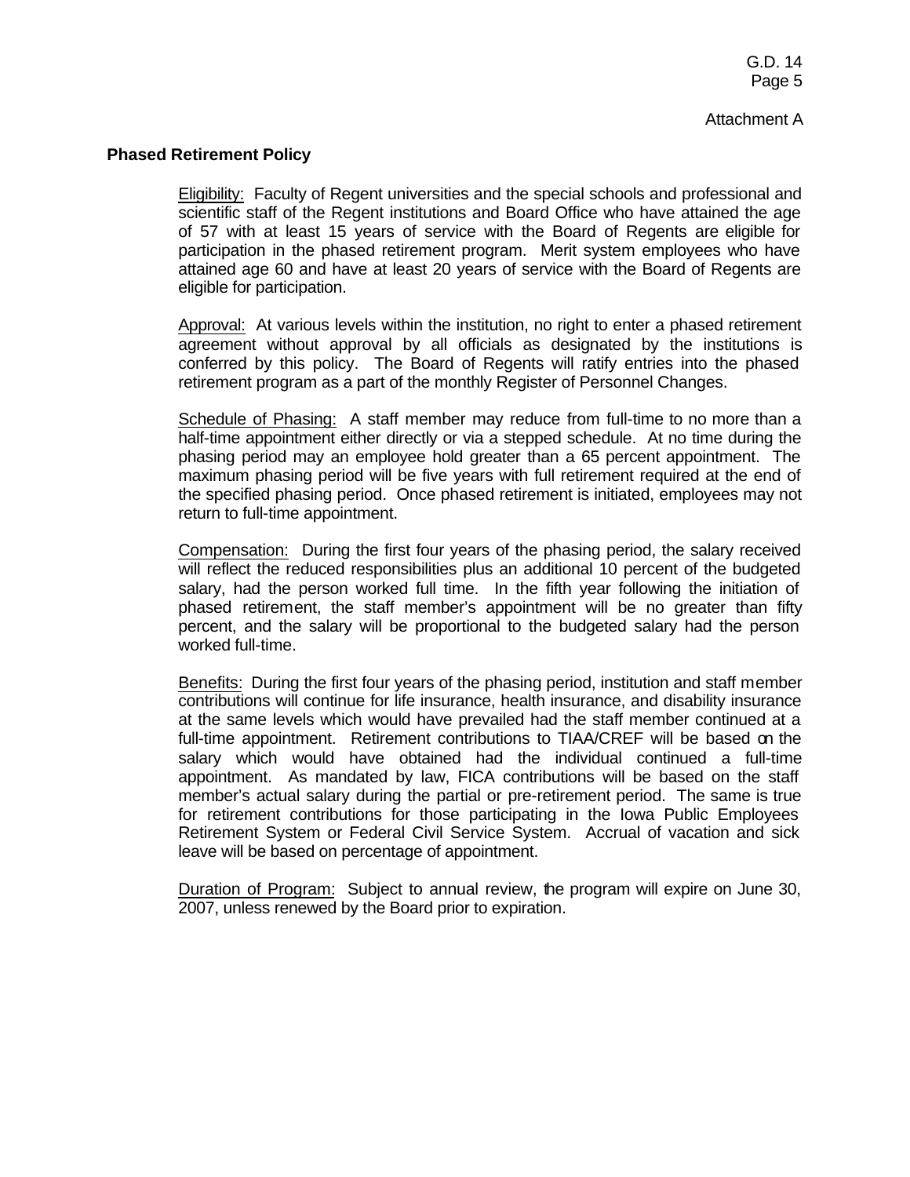Attachment A

**Phased Retirement Policy**

Eligibility: Faculty of Regent universities and the special schools and professional and scientific staff of the Regent institutions and Board Office who have attained the age of 57 with at least 15 years of service with the Board of Regents are eligible for participation in the phased retirement program. Merit system employees who have attained age 60 and have at least 20 years of service with the Board of Regents are eligible for participation.

Approval: At various levels within the institution, no right to enter a phased retirement agreement without approval by all officials as designated by the institutions is conferred by this policy. The Board of Regents will ratify entries into the phased retirement program as a part of the monthly Register of Personnel Changes.

Schedule of Phasing: A staff member may reduce from full-time to no more than a half-time appointment either directly or via a stepped schedule. At no time during the phasing period may an employee hold greater than a 65 percent appointment. The maximum phasing period will be five years with full retirement required at the end of the specified phasing period. Once phased retirement is initiated, employees may not return to full-time appointment.

Compensation: During the first four years of the phasing period, the salary received will reflect the reduced responsibilities plus an additional 10 percent of the budgeted salary, had the person worked full time. In the fifth year following the initiation of phased retirement, the staff member's appointment will be no greater than fifty percent, and the salary will be proportional to the budgeted salary had the person worked full-time.

Benefits: During the first four years of the phasing period, institution and staff member contributions will continue for life insurance, health insurance, and disability insurance at the same levels which would have prevailed had the staff member continued at a full-time appointment. Retirement contributions to TIAA/CREF will be based on the salary which would have obtained had the individual continued a full-time appointment. As mandated by law, FICA contributions will be based on the staff member's actual salary during the partial or pre-retirement period. The same is true for retirement contributions for those participating in the Iowa Public Employees Retirement System or Federal Civil Service System. Accrual of vacation and sick leave will be based on percentage of appointment.

Duration of Program: Subject to annual review, the program will expire on June 30, 2007, unless renewed by the Board prior to expiration.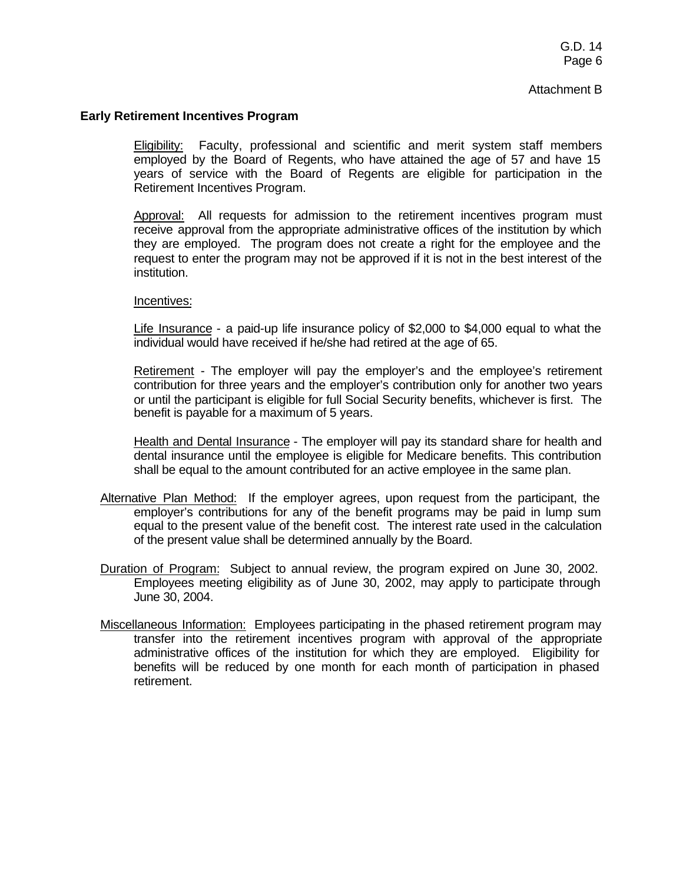Attachment B

**Early Retirement Incentives Program**

Eligibility: Faculty, professional and scientific and merit system staff members employed by the Board of Regents, who have attained the age of 57 and have 15 years of service with the Board of Regents are eligible for participation in the Retirement Incentives Program.

Approval: All requests for admission to the retirement incentives program must receive approval from the appropriate administrative offices of the institution by which they are employed. The program does not create a right for the employee and the request to enter the program may not be approved if it is not in the best interest of the institution.

Incentives:

Life Insurance - a paid-up life insurance policy of $2,000 to $4,000 equal to what the individual would have received if he/she had retired at the age of 65.

Retirement - The employer will pay the employer's and the employee's retirement contribution for three years and the employer's contribution only for another two years or until the participant is eligible for full Social Security benefits, whichever is first. The benefit is payable for a maximum of 5 years.

Health and Dental Insurance - The employer will pay its standard share for health and dental insurance until the employee is eligible for Medicare benefits. This contribution shall be equal to the amount contributed for an active employee in the same plan.

Alternative Plan Method: If the employer agrees, upon request from the participant, the employer's contributions for any of the benefit programs may be paid in lump sum equal to the present value of the benefit cost. The interest rate used in the calculation of the present value shall be determined annually by the Board.

Duration of Program: Subject to annual review, the program expired on June 30, 2002. Employees meeting eligibility as of June 30, 2002, may apply to participate through June 30, 2004.

Miscellaneous Information: Employees participating in the phased retirement program may transfer into the retirement incentives program with approval of the appropriate administrative offices of the institution for which they are employed. Eligibility for benefits will be reduced by one month for each month of participation in phased retirement.